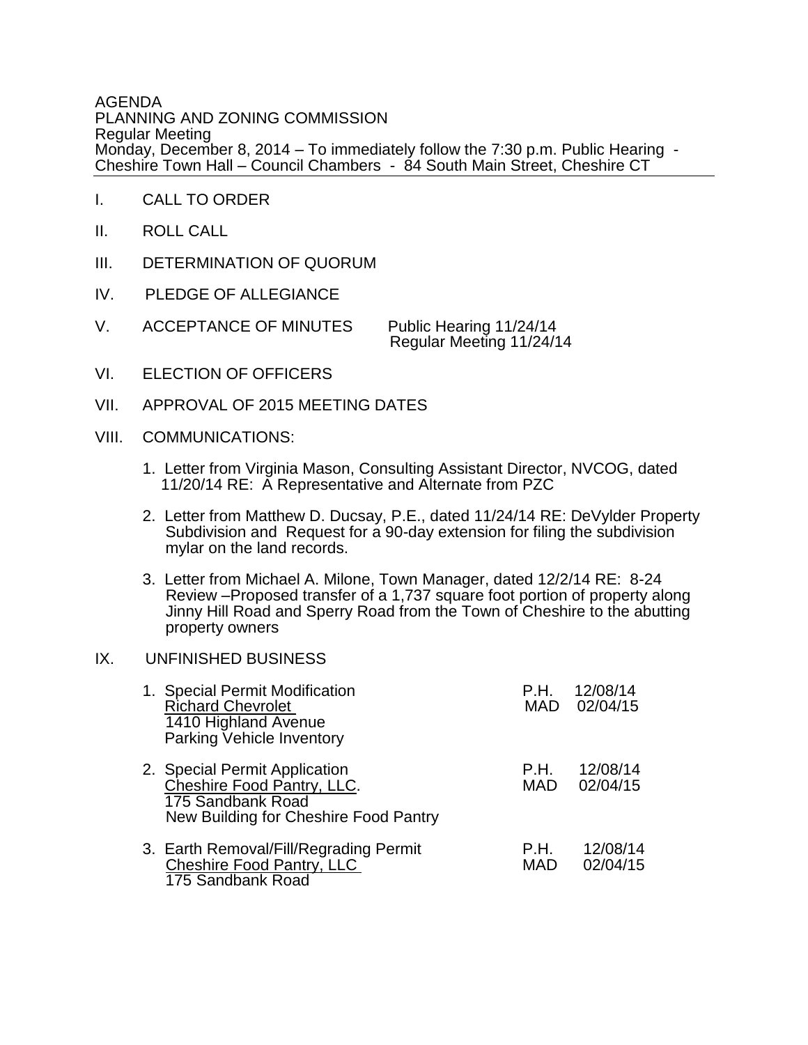AGENDA
PLANNING AND ZONING COMMISSION
Regular Meeting
Monday, December 8, 2014 – To immediately follow the 7:30 p.m. Public Hearing - Cheshire Town Hall – Council Chambers - 84 South Main Street, Cheshire CT

---

I. CALL TO ORDER

II. ROLL CALL

III. DETERMINATION OF QUORUM

IV. PLEDGE OF ALLEGIANCE

V. ACCEPTANCE OF MINUTES Public Hearing 11/24/14
Regular Meeting 11/24/14

VI. ELECTION OF OFFICERS

VII. APPROVAL OF 2015 MEETING DATES

VIII. COMMUNICATIONS:

1. Letter from Virginia Mason, Consulting Assistant Director, NVCOG, dated 11/20/14 RE: A Representative and Alternate from PZC

2. Letter from Matthew D. Ducsay, P.E., dated 11/24/14 RE: DeVylder Property Subdivision and Request for a 90-day extension for filing the subdivision mylar on the land records.

3. Letter from Michael A. Milone, Town Manager, dated 12/2/14 RE: 8-24 Review –Proposed transfer of a 1,737 square foot portion of property along Jinny Hill Road and Sperry Road from the Town of Cheshire to the abutting property owners

IX. UNFINISHED BUSINESS

1. Special Permit Modification — P.H. 12/08/14, MAD 02/04/15
<u>Richard Chevrolet</u>
1410 Highland Avenue
Parking Vehicle Inventory

2. Special Permit Application — P.H. 12/08/14, MAD 02/04/15
<u>Cheshire Food Pantry, LLC</u>.
175 Sandbank Road
New Building for Cheshire Food Pantry

3. Earth Removal/Fill/Regrading Permit — P.H. 12/08/14, MAD 02/04/15
<u>Cheshire Food Pantry, LLC</u>
175 Sandbank Road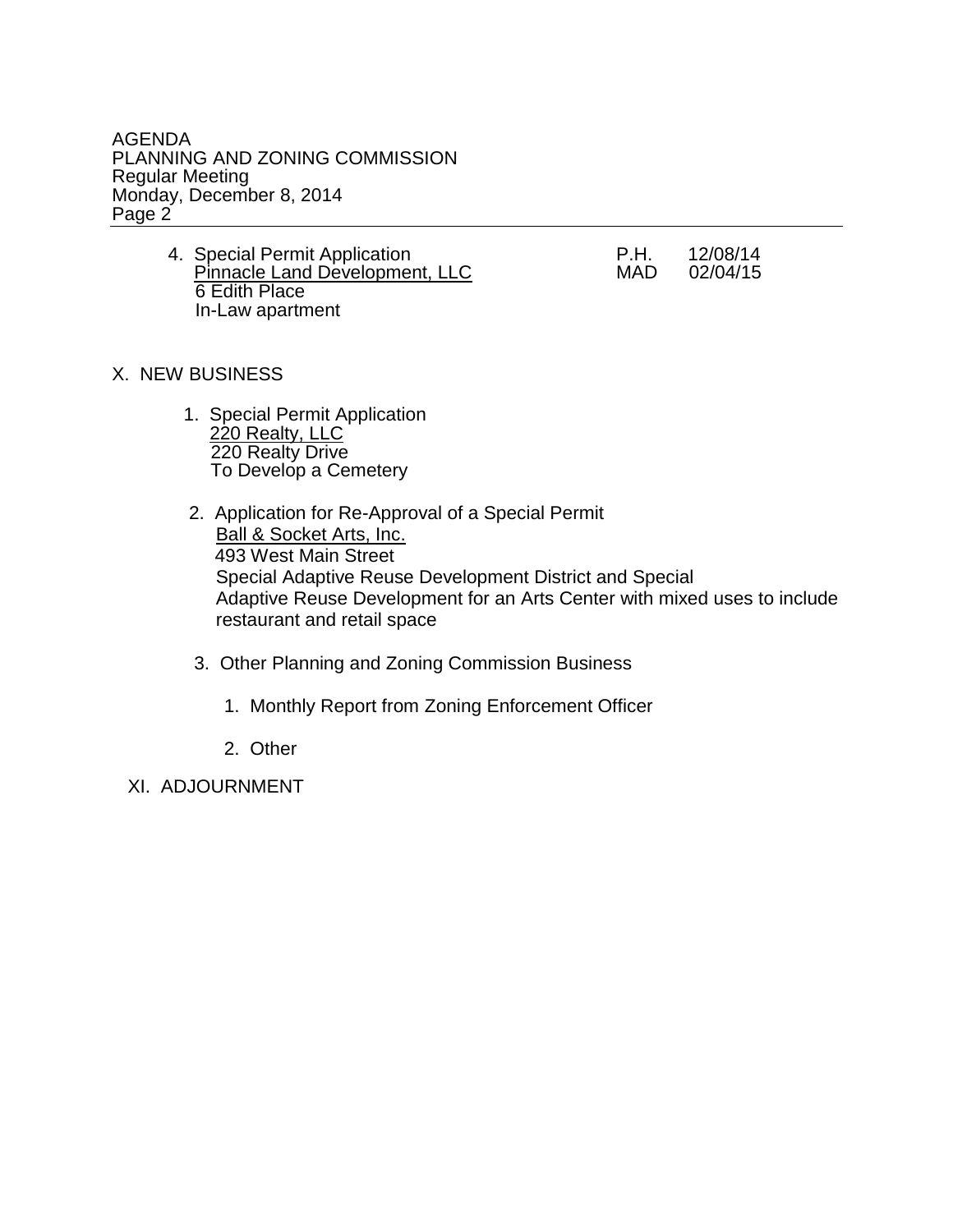4. Special Permit Application — P.H. 12/08/14, MAD 02/04/15
   Pinnacle Land Development, LLC
   6 Edith Place
   In-Law apartment

## X. NEW BUSINESS

1. Special Permit Application
   220 Realty, LLC
   220 Realty Drive
   To Develop a Cemetery

2. Application for Re-Approval of a Special Permit
   Ball & Socket Arts, Inc.
   493 West Main Street
   Special Adaptive Reuse Development District and Special Adaptive Reuse Development for an Arts Center with mixed uses to include restaurant and retail space

3. Other Planning and Zoning Commission Business

   1. Monthly Report from Zoning Enforcement Officer

   2. Other

## XI. ADJOURNMENT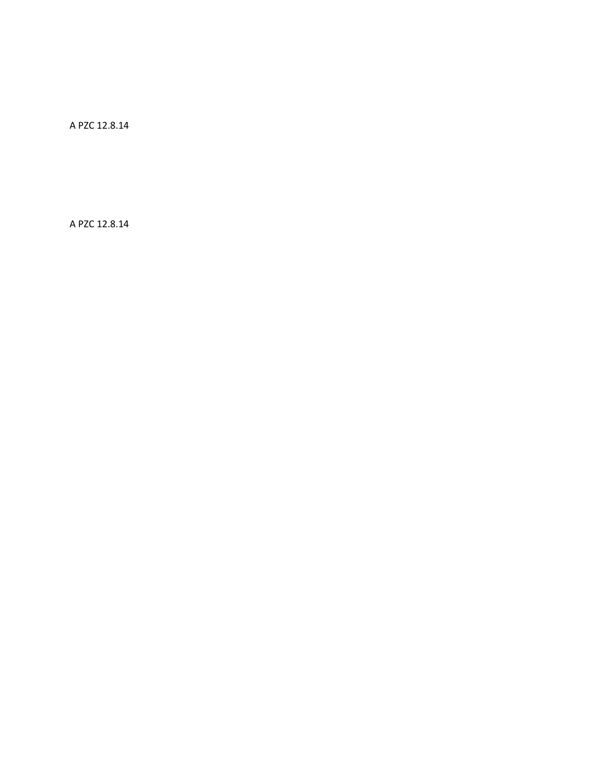A PZC 12.8.14

A PZC 12.8.14